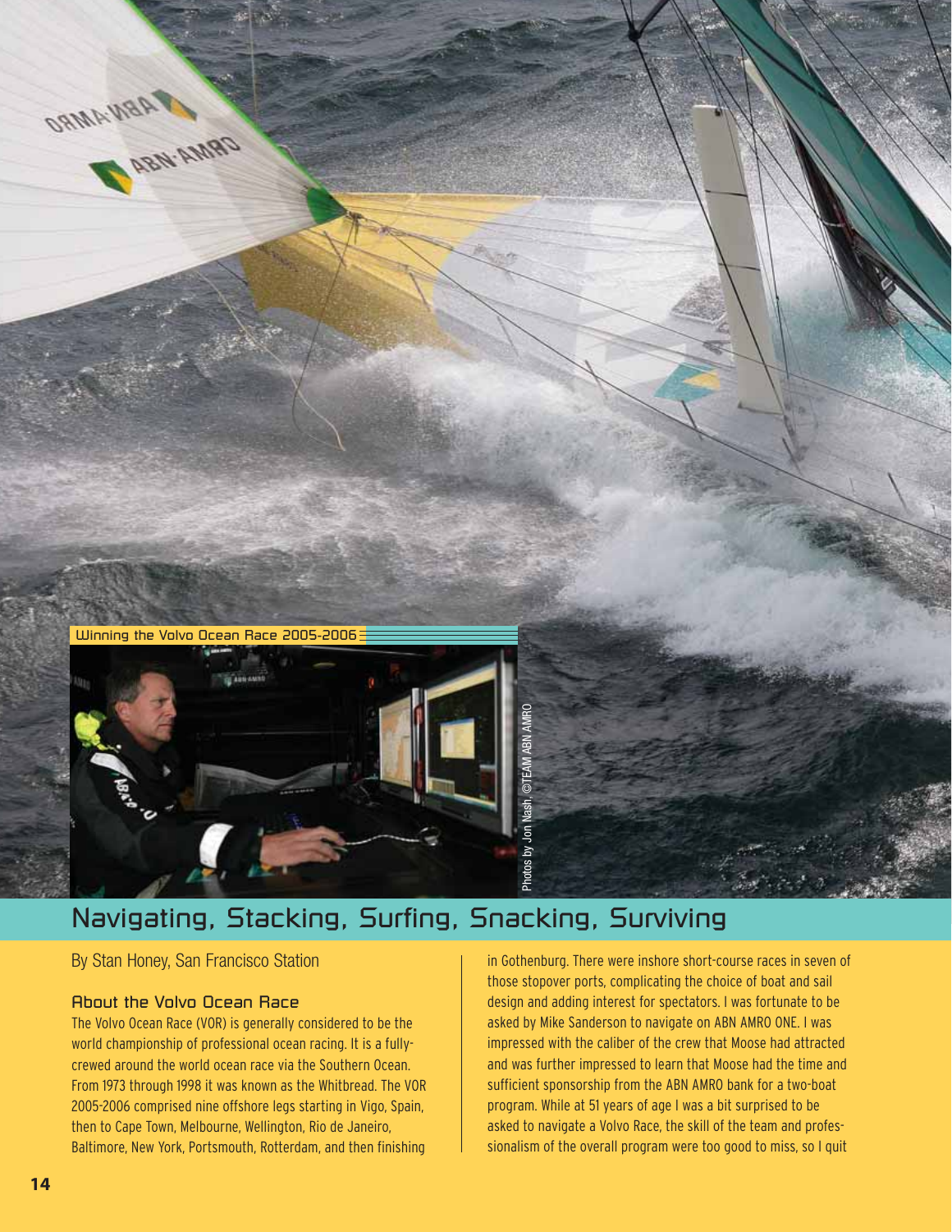Winning the Volvo Ocean Race 2005-2006

Photos by Jon Nash, ©TEAM ABN AMRO

# Navigating, Stacking, Surfing, Snacking, Surviving

By Stan Honey, San Francisco Station

## About the Volvo Ocean Race

The Volvo Ocean Race (VOR) is generally considered to be the world championship of professional ocean racing. It is a fully-crewed around the world ocean race via the Southern Ocean. From 1973 through 1998 it was known as the Whitbread. The VOR 2005-2006 comprised nine offshore legs starting in Vigo, Spain, then to Cape Town, Melbourne, Wellington, Rio de Janeiro, Baltimore, New York, Portsmouth, Rotterdam, and then finishing in Gothenburg. There were inshore short-course races in seven of those stopover ports, complicating the choice of boat and sail design and adding interest for spectators. I was fortunate to be asked by Mike Sanderson to navigate on ABN AMRO ONE. I was impressed with the caliber of the crew that Moose had attracted and was further impressed to learn that Moose had the time and sufficient sponsorship from the ABN AMRO bank for a two-boat program. While at 51 years of age I was a bit surprised to be asked to navigate a Volvo Race, the skill of the team and professionalism of the overall program were too good to miss, so I quit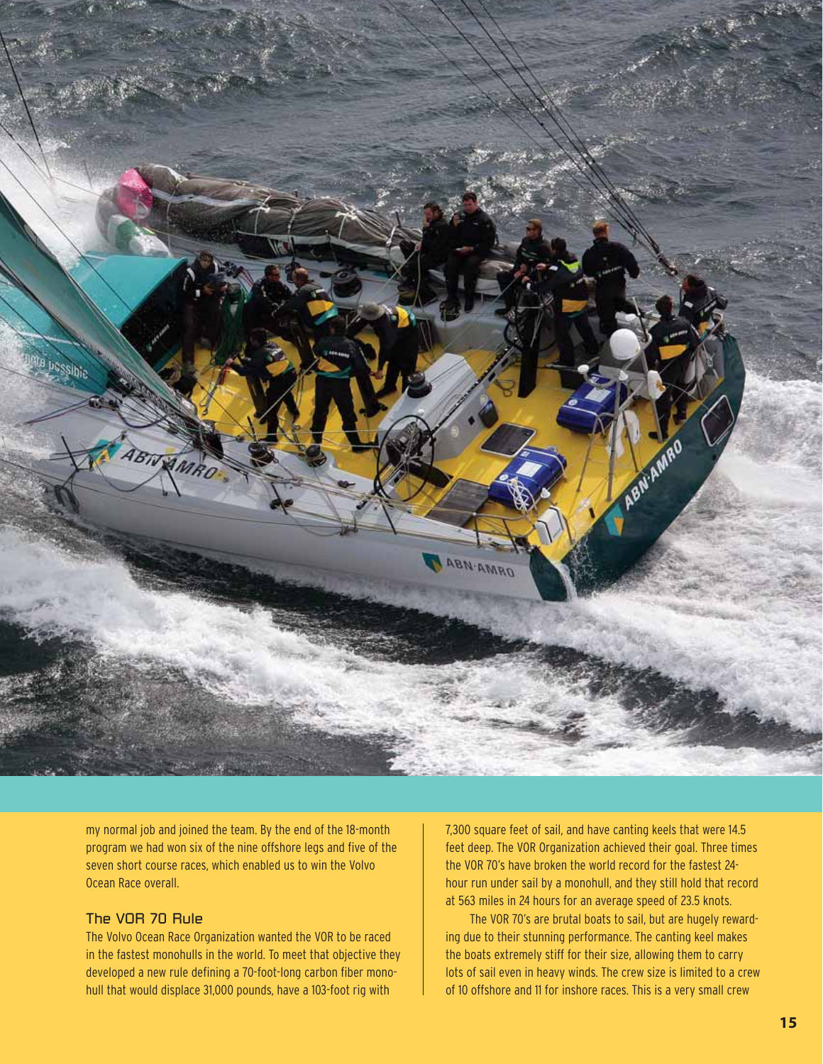my normal job and joined the team. By the end of the 18-month program we had won six of the nine offshore legs and five of the seven short course races, which enabled us to win the Volvo Ocean Race overall.

### The VOR 70 Rule

The Volvo Ocean Race Organization wanted the VOR to be raced in the fastest monohulls in the world. To meet that objective they developed a new rule defining a 70-foot-long carbon fiber monohull that would displace 31,000 pounds, have a 103-foot rig with 7,300 square feet of sail, and have canting keels that were 14.5 feet deep. The VOR Organization achieved their goal. Three times the VOR 70's have broken the world record for the fastest 24-hour run under sail by a monohull, and they still hold that record at 563 miles in 24 hours for an average speed of 23.5 knots.

The VOR 70's are brutal boats to sail, but are hugely rewarding due to their stunning performance. The canting keel makes the boats extremely stiff for their size, allowing them to carry lots of sail even in heavy winds. The crew size is limited to a crew of 10 offshore and 11 for inshore races. This is a very small crew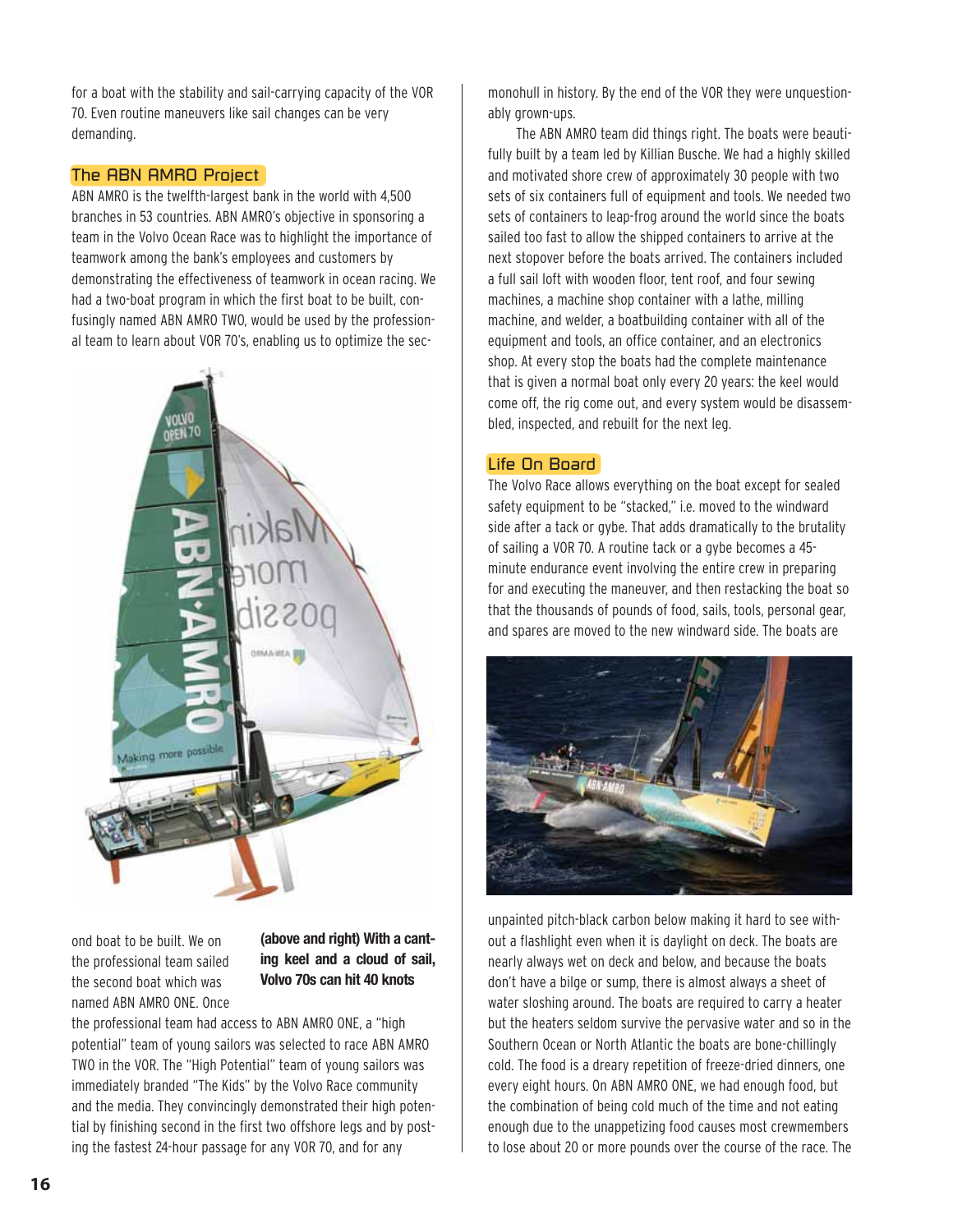for a boat with the stability and sail-carrying capacity of the VOR 70. Even routine maneuvers like sail changes can be very demanding.

## The ABN AMRO Project

ABN AMRO is the twelfth-largest bank in the world with 4,500 branches in 53 countries. ABN AMRO's objective in sponsoring a team in the Volvo Ocean Race was to highlight the importance of teamwork among the bank's employees and customers by demonstrating the effectiveness of teamwork in ocean racing. We had a two-boat program in which the first boat to be built, confusingly named ABN AMRO TWO, would be used by the professional team to learn about VOR 70's, enabling us to optimize the second boat to be built. We on the professional team sailed the second boat which was named ABN AMRO ONE. Once the professional team had access to ABN AMRO ONE, a "high potential" team of young sailors was selected to race ABN AMRO TWO in the VOR. The "High Potential" team of young sailors was immediately branded "The Kids" by the Volvo Race community and the media. They convincingly demonstrated their high potential by finishing second in the first two offshore legs and by posting the fastest 24-hour passage for any VOR 70, and for any monohull in history. By the end of the VOR they were unquestionably grown-ups.

**(above and right) With a canting keel and a cloud of sail, Volvo 70s can hit 40 knots**

The ABN AMRO team did things right. The boats were beautifully built by a team led by Killian Busche. We had a highly skilled and motivated shore crew of approximately 30 people with two sets of six containers full of equipment and tools. We needed two sets of containers to leap-frog around the world since the boats sailed too fast to allow the shipped containers to arrive at the next stopover before the boats arrived. The containers included a full sail loft with wooden floor, tent roof, and four sewing machines, a machine shop container with a lathe, milling machine, and welder, a boatbuilding container with all of the equipment and tools, an office container, and an electronics shop. At every stop the boats had the complete maintenance that is given a normal boat only every 20 years: the keel would come off, the rig come out, and every system would be disassembled, inspected, and rebuilt for the next leg.

## Life On Board

The Volvo Race allows everything on the boat except for sealed safety equipment to be "stacked," i.e. moved to the windward side after a tack or gybe. That adds dramatically to the brutality of sailing a VOR 70. A routine tack or a gybe becomes a 45-minute endurance event involving the entire crew in preparing for and executing the maneuver, and then restacking the boat so that the thousands of pounds of food, sails, tools, personal gear, and spares are moved to the new windward side. The boats are unpainted pitch-black carbon below making it hard to see without a flashlight even when it is daylight on deck. The boats are nearly always wet on deck and below, and because the boats don't have a bilge or sump, there is almost always a sheet of water sloshing around. The boats are required to carry a heater but the heaters seldom survive the pervasive water and so in the Southern Ocean or North Atlantic the boats are bone-chillingly cold. The food is a dreary repetition of freeze-dried dinners, one every eight hours. On ABN AMRO ONE, we had enough food, but the combination of being cold much of the time and not eating enough due to the unappetizing food causes most crewmembers to lose about 20 or more pounds over the course of the race. The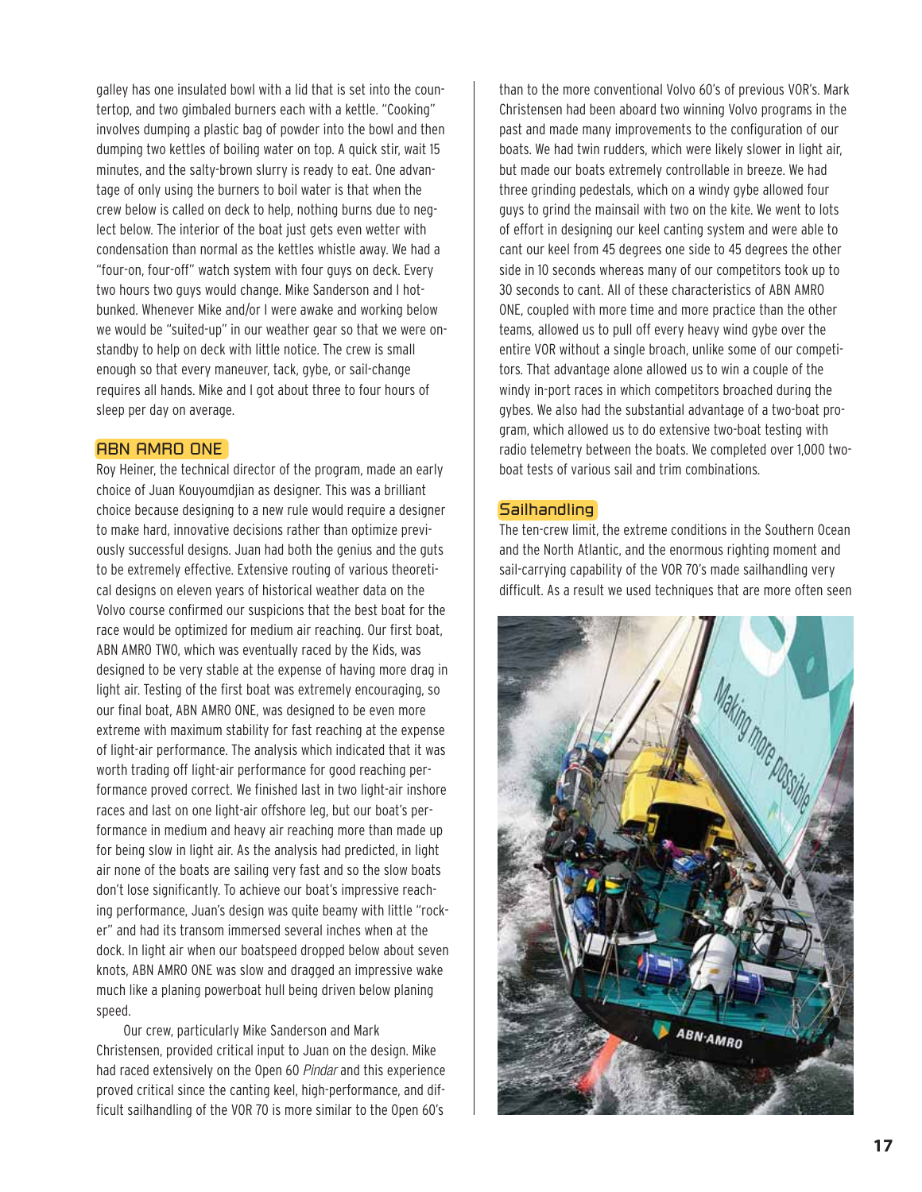galley has one insulated bowl with a lid that is set into the countertop, and two gimbaled burners each with a kettle. "Cooking" involves dumping a plastic bag of powder into the bowl and then dumping two kettles of boiling water on top. A quick stir, wait 15 minutes, and the salty-brown slurry is ready to eat. One advantage of only using the burners to boil water is that when the crew below is called on deck to help, nothing burns due to neglect below. The interior of the boat just gets even wetter with condensation than normal as the kettles whistle away. We had a "four-on, four-off" watch system with four guys on deck. Every two hours two guys would change. Mike Sanderson and I hot-bunked. Whenever Mike and/or I were awake and working below we would be "suited-up" in our weather gear so that we were on-standby to help on deck with little notice. The crew is small enough so that every maneuver, tack, gybe, or sail-change requires all hands. Mike and I got about three to four hours of sleep per day on average.

## ABN AMRO ONE

Roy Heiner, the technical director of the program, made an early choice of Juan Kouyoumdjian as designer. This was a brilliant choice because designing to a new rule would require a designer to make hard, innovative decisions rather than optimize previously successful designs. Juan had both the genius and the guts to be extremely effective. Extensive routing of various theoretical designs on eleven years of historical weather data on the Volvo course confirmed our suspicions that the best boat for the race would be optimized for medium air reaching. Our first boat, ABN AMRO TWO, which was eventually raced by the Kids, was designed to be very stable at the expense of having more drag in light air. Testing of the first boat was extremely encouraging, so our final boat, ABN AMRO ONE, was designed to be even more extreme with maximum stability for fast reaching at the expense of light-air performance. The analysis which indicated that it was worth trading off light-air performance for good reaching performance proved correct. We finished last in two light-air inshore races and last on one light-air offshore leg, but our boat's performance in medium and heavy air reaching more than made up for being slow in light air. As the analysis had predicted, in light air none of the boats are sailing very fast and so the slow boats don't lose significantly. To achieve our boat's impressive reaching performance, Juan's design was quite beamy with little "rocker" and had its transom immersed several inches when at the dock. In light air when our boatspeed dropped below about seven knots, ABN AMRO ONE was slow and dragged an impressive wake much like a planing powerboat hull being driven below planing speed.

Our crew, particularly Mike Sanderson and Mark Christensen, provided critical input to Juan on the design. Mike had raced extensively on the Open 60 *Pindar* and this experience proved critical since the canting keel, high-performance, and difficult sailhandling of the VOR 70 is more similar to the Open 60's than to the more conventional Volvo 60's of previous VOR's. Mark Christensen had been aboard two winning Volvo programs in the past and made many improvements to the configuration of our boats. We had twin rudders, which were likely slower in light air, but made our boats extremely controllable in breeze. We had three grinding pedestals, which on a windy gybe allowed four guys to grind the mainsail with two on the kite. We went to lots of effort in designing our keel canting system and were able to cant our keel from 45 degrees one side to 45 degrees the other side in 10 seconds whereas many of our competitors took up to 30 seconds to cant. All of these characteristics of ABN AMRO ONE, coupled with more time and more practice than the other teams, allowed us to pull off every heavy wind gybe over the entire VOR without a single broach, unlike some of our competitors. That advantage alone allowed us to win a couple of the windy in-port races in which competitors broached during the gybes. We also had the substantial advantage of a two-boat program, which allowed us to do extensive two-boat testing with radio telemetry between the boats. We completed over 1,000 two-boat tests of various sail and trim combinations.

## Sailhandling

The ten-crew limit, the extreme conditions in the Southern Ocean and the North Atlantic, and the enormous righting moment and sail-carrying capability of the VOR 70's made sailhandling very difficult. As a result we used techniques that are more often seen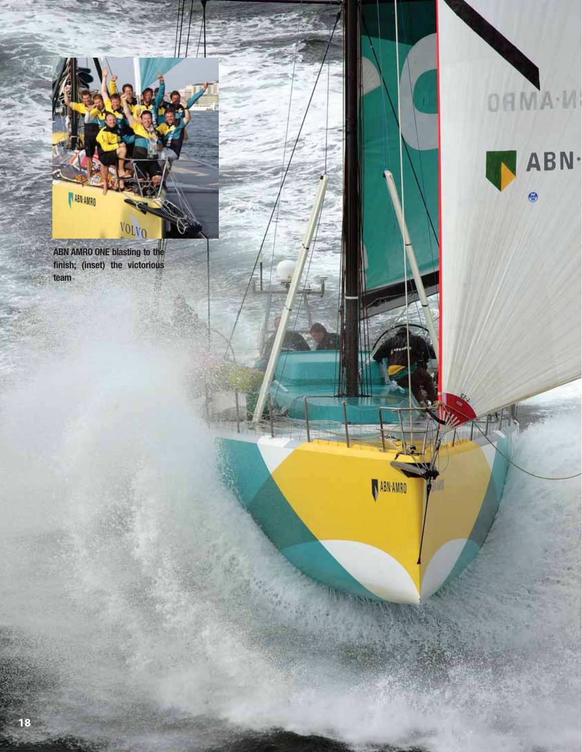**ABN AMRO ONE blasting to the finish; (inset) the victorious team**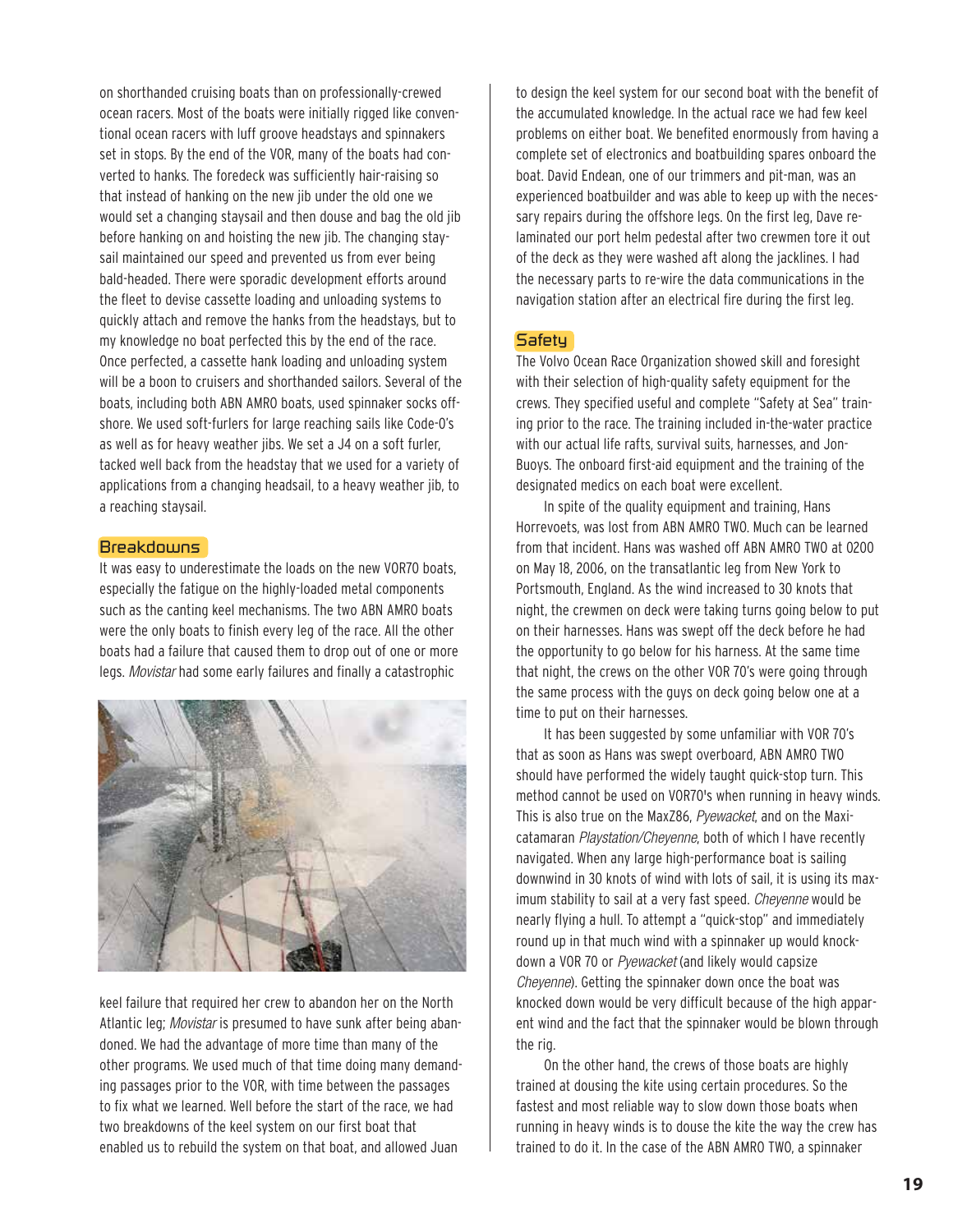on shorthanded cruising boats than on professionally-crewed ocean racers. Most of the boats were initially rigged like conventional ocean racers with luff groove headstays and spinnakers set in stops. By the end of the VOR, many of the boats had converted to hanks. The foredeck was sufficiently hair-raising so that instead of hanking on the new jib under the old one we would set a changing staysail and then douse and bag the old jib before hanking on and hoisting the new jib. The changing staysail maintained our speed and prevented us from ever being bald-headed. There were sporadic development efforts around the fleet to devise cassette loading and unloading systems to quickly attach and remove the hanks from the headstays, but to my knowledge no boat perfected this by the end of the race. Once perfected, a cassette hank loading and unloading system will be a boon to cruisers and shorthanded sailors. Several of the boats, including both ABN AMRO boats, used spinnaker socks offshore. We used soft-furlers for large reaching sails like Code-0's as well as for heavy weather jibs. We set a J4 on a soft furler, tacked well back from the headstay that we used for a variety of applications from a changing headsail, to a heavy weather jib, to a reaching staysail.

## Breakdowns

It was easy to underestimate the loads on the new VOR70 boats, especially the fatigue on the highly-loaded metal components such as the canting keel mechanisms. The two ABN AMRO boats were the only boats to finish every leg of the race. All the other boats had a failure that caused them to drop out of one or more legs. *Movistar* had some early failures and finally a catastrophic keel failure that required her crew to abandon her on the North Atlantic leg; *Movistar* is presumed to have sunk after being abandoned. We had the advantage of more time than many of the other programs. We used much of that time doing many demanding passages prior to the VOR, with time between the passages to fix what we learned. Well before the start of the race, we had two breakdowns of the keel system on our first boat that enabled us to rebuild the system on that boat, and allowed Juan to design the keel system for our second boat with the benefit of the accumulated knowledge. In the actual race we had few keel problems on either boat. We benefited enormously from having a complete set of electronics and boatbuilding spares onboard the boat. David Endean, one of our trimmers and pit-man, was an experienced boatbuilder and was able to keep up with the necessary repairs during the offshore legs. On the first leg, Dave re-laminated our port helm pedestal after two crewmen tore it out of the deck as they were washed aft along the jacklines. I had the necessary parts to re-wire the data communications in the navigation station after an electrical fire during the first leg.

## Safety

The Volvo Ocean Race Organization showed skill and foresight with their selection of high-quality safety equipment for the crews. They specified useful and complete "Safety at Sea" training prior to the race. The training included in-the-water practice with our actual life rafts, survival suits, harnesses, and Jon-Buoys. The onboard first-aid equipment and the training of the designated medics on each boat were excellent.

In spite of the quality equipment and training, Hans Horrevoets, was lost from ABN AMRO TWO. Much can be learned from that incident. Hans was washed off ABN AMRO TWO at 0200 on May 18, 2006, on the transatlantic leg from New York to Portsmouth, England. As the wind increased to 30 knots that night, the crewmen on deck were taking turns going below to put on their harnesses. Hans was swept off the deck before he had the opportunity to go below for his harness. At the same time that night, the crews on the other VOR 70's were going through the same process with the guys on deck going below one at a time to put on their harnesses.

It has been suggested by some unfamiliar with VOR 70's that as soon as Hans was swept overboard, ABN AMRO TWO should have performed the widely taught quick-stop turn. This method cannot be used on VOR70's when running in heavy winds. This is also true on the MaxZ86, *Pyewacket*, and on the Maxi-catamaran *Playstation/Cheyenne*, both of which I have recently navigated. When any large high-performance boat is sailing downwind in 30 knots of wind with lots of sail, it is using its maximum stability to sail at a very fast speed. *Cheyenne* would be nearly flying a hull. To attempt a "quick-stop" and immediately round up in that much wind with a spinnaker up would knock-down a VOR 70 or *Pyewacket* (and likely would capsize *Cheyenne*). Getting the spinnaker down once the boat was knocked down would be very difficult because of the high apparent wind and the fact that the spinnaker would be blown through the rig.

On the other hand, the crews of those boats are highly trained at dousing the kite using certain procedures. So the fastest and most reliable way to slow down those boats when running in heavy winds is to douse the kite the way the crew has trained to do it. In the case of the ABN AMRO TWO, a spinnaker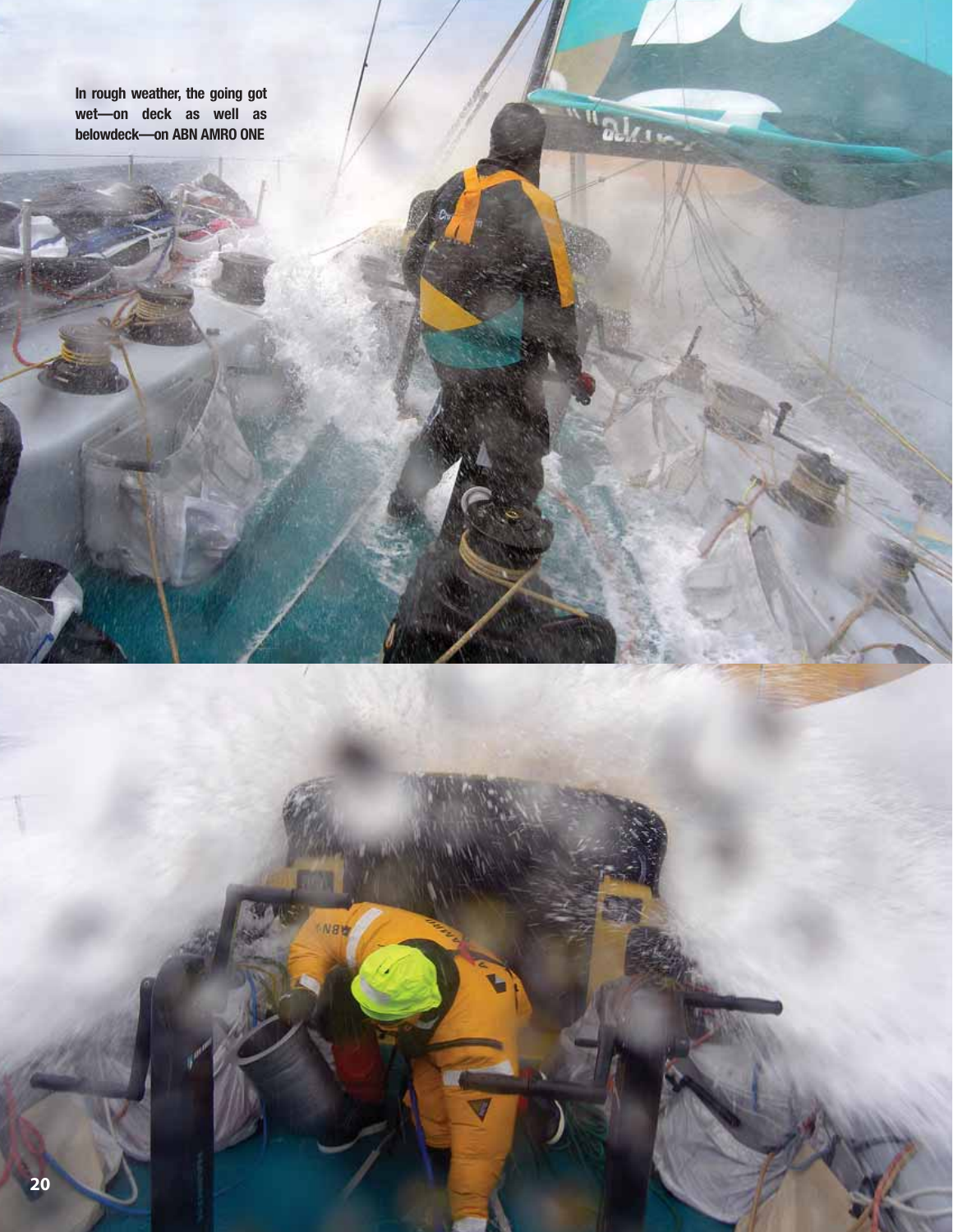In rough weather, the going got wet—on deck as well as belowdeck—on ABN AMRO ONE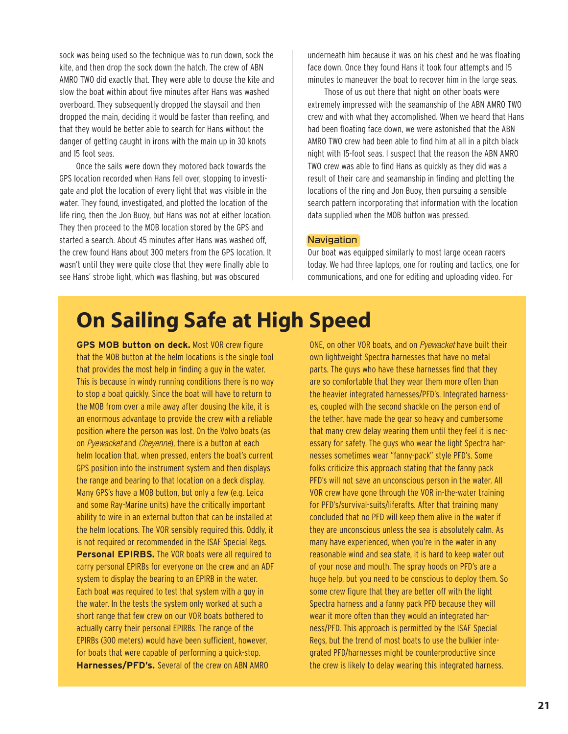sock was being used so the technique was to run down, sock the kite, and then drop the sock down the hatch. The crew of ABN AMRO TWO did exactly that. They were able to douse the kite and slow the boat within about five minutes after Hans was washed overboard. They subsequently dropped the staysail and then dropped the main, deciding it would be faster than reefing, and that they would be better able to search for Hans without the danger of getting caught in irons with the main up in 30 knots and 15 foot seas.

Once the sails were down they motored back towards the GPS location recorded when Hans fell over, stopping to investigate and plot the location of every light that was visible in the water. They found, investigated, and plotted the location of the life ring, then the Jon Buoy, but Hans was not at either location. They then proceed to the MOB location stored by the GPS and started a search. About 45 minutes after Hans was washed off, the crew found Hans about 300 meters from the GPS location. It wasn't until they were quite close that they were finally able to see Hans' strobe light, which was flashing, but was obscured underneath him because it was on his chest and he was floating face down. Once they found Hans it took four attempts and 15 minutes to maneuver the boat to recover him in the large seas.

Those of us out there that night on other boats were extremely impressed with the seamanship of the ABN AMRO TWO crew and with what they accomplished. When we heard that Hans had been floating face down, we were astonished that the ABN AMRO TWO crew had been able to find him at all in a pitch black night with 15-foot seas. I suspect that the reason the ABN AMRO TWO crew was able to find Hans as quickly as they did was a result of their care and seamanship in finding and plotting the locations of the ring and Jon Buoy, then pursuing a sensible search pattern incorporating that information with the location data supplied when the MOB button was pressed.

### Navigation

Our boat was equipped similarly to most large ocean racers today. We had three laptops, one for routing and tactics, one for communications, and one for editing and uploading video. For

## On Sailing Safe at High Speed

**GPS MOB button on deck.** Most VOR crew figure that the MOB button at the helm locations is the single tool that provides the most help in finding a guy in the water. This is because in windy running conditions there is no way to stop a boat quickly. Since the boat will have to return to the MOB from over a mile away after dousing the kite, it is an enormous advantage to provide the crew with a reliable position where the person was lost. On the Volvo boats (as on *Pyewacket* and *Cheyenne*), there is a button at each helm location that, when pressed, enters the boat's current GPS position into the instrument system and then displays the range and bearing to that location on a deck display. Many GPS's have a MOB button, but only a few (e.g. Leica and some Ray-Marine units) have the critically important ability to wire in an external button that can be installed at the helm locations. The VOR sensibly required this. Oddly, it is not required or recommended in the ISAF Special Regs.

**Personal EPIRBS.** The VOR boats were all required to carry personal EPIRBs for everyone on the crew and an ADF system to display the bearing to an EPIRB in the water. Each boat was required to test that system with a guy in the water. In the tests the system only worked at such a short range that few crew on our VOR boats bothered to actually carry their personal EPIRBs. The range of the EPIRBs (300 meters) would have been sufficient, however, for boats that were capable of performing a quick-stop.

**Harnesses/PFD's.** Several of the crew on ABN AMRO ONE, on other VOR boats, and on *Pyewacket* have built their own lightweight Spectra harnesses that have no metal parts. The guys who have these harnesses find that they are so comfortable that they wear them more often than the heavier integrated harnesses/PFD's. Integrated harnesses, coupled with the second shackle on the person end of the tether, have made the gear so heavy and cumbersome that many crew delay wearing them until they feel it is necessary for safety. The guys who wear the light Spectra harnesses sometimes wear "fanny-pack" style PFD's. Some folks criticize this approach stating that the fanny pack PFD's will not save an unconscious person in the water. All VOR crew have gone through the VOR in-the-water training for PFD's/survival-suits/liferafts. After that training many concluded that no PFD will keep them alive in the water if they are unconscious unless the sea is absolutely calm. As many have experienced, when you're in the water in any reasonable wind and sea state, it is hard to keep water out of your nose and mouth. The spray hoods on PFD's are a huge help, but you need to be conscious to deploy them. So some crew figure that they are better off with the light Spectra harness and a fanny pack PFD because they will wear it more often than they would an integrated harness/PFD. This approach is permitted by the ISAF Special Regs, but the trend of most boats to use the bulkier integrated PFD/harnesses might be counterproductive since the crew is likely to delay wearing this integrated harness.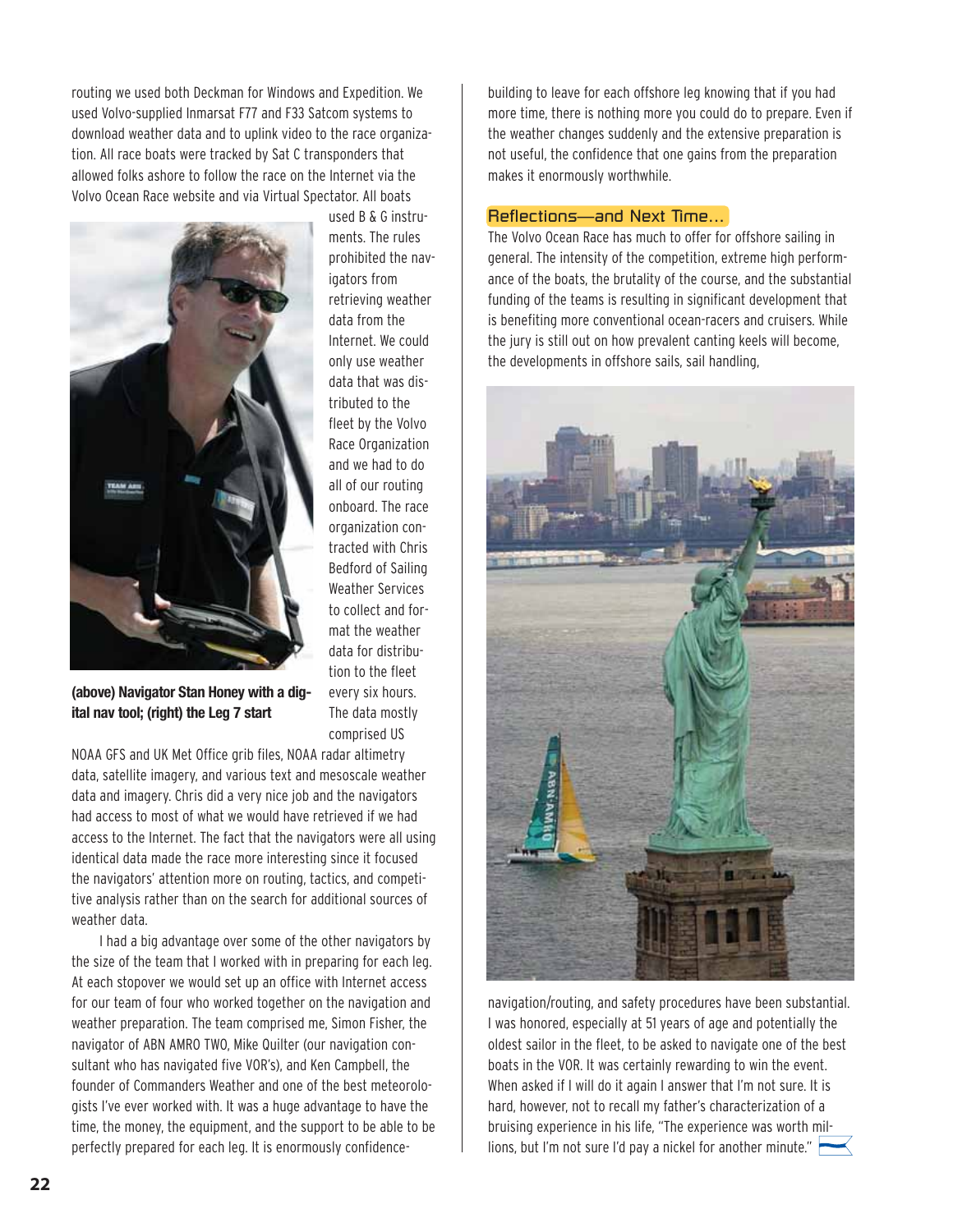routing we used both Deckman for Windows and Expedition. We used Volvo-supplied Inmarsat F77 and F33 Satcom systems to download weather data and to uplink video to the race organization. All race boats were tracked by Sat C transponders that allowed folks ashore to follow the race on the Internet via the Volvo Ocean Race website and via Virtual Spectator. All boats used B & G instruments. The rules prohibited the navigators from retrieving weather data from the Internet. We could only use weather data that was distributed to the fleet by the Volvo Race Organization and we had to do all of our routing onboard. The race organization contracted with Chris Bedford of Sailing Weather Services to collect and format the weather data for distribution to the fleet every six hours. The data mostly comprised US NOAA GFS and UK Met Office grib files, NOAA radar altimetry data, satellite imagery, and various text and mesoscale weather data and imagery. Chris did a very nice job and the navigators had access to most of what we would have retrieved if we had access to the Internet. The fact that the navigators were all using identical data made the race more interesting since it focused the navigators' attention more on routing, tactics, and competitive analysis rather than on the search for additional sources of weather data.

**(above) Navigator Stan Honey with a digital nav tool; (right) the Leg 7 start**

I had a big advantage over some of the other navigators by the size of the team that I worked with in preparing for each leg. At each stopover we would set up an office with Internet access for our team of four who worked together on the navigation and weather preparation. The team comprised me, Simon Fisher, the navigator of ABN AMRO TWO, Mike Quilter (our navigation consultant who has navigated five VOR's), and Ken Campbell, the founder of Commanders Weather and one of the best meteorologists I've ever worked with. It was a huge advantage to have the time, the money, the equipment, and the support to be able to be perfectly prepared for each leg. It is enormously confidence-building to leave for each offshore leg knowing that if you had more time, there is nothing more you could do to prepare. Even if the weather changes suddenly and the extensive preparation is not useful, the confidence that one gains from the preparation makes it enormously worthwhile.

## Reflections—and Next Time…

The Volvo Ocean Race has much to offer for offshore sailing in general. The intensity of the competition, extreme high performance of the boats, the brutality of the course, and the substantial funding of the teams is resulting in significant development that is benefiting more conventional ocean-racers and cruisers. While the jury is still out on how prevalent canting keels will become, the developments in offshore sails, sail handling, navigation/routing, and safety procedures have been substantial. I was honored, especially at 51 years of age and potentially the oldest sailor in the fleet, to be asked to navigate one of the best boats in the VOR. It was certainly rewarding to win the event. When asked if I will do it again I answer that I'm not sure. It is hard, however, not to recall my father's characterization of a bruising experience in his life, "The experience was worth millions, but I'm not sure I'd pay a nickel for another minute."